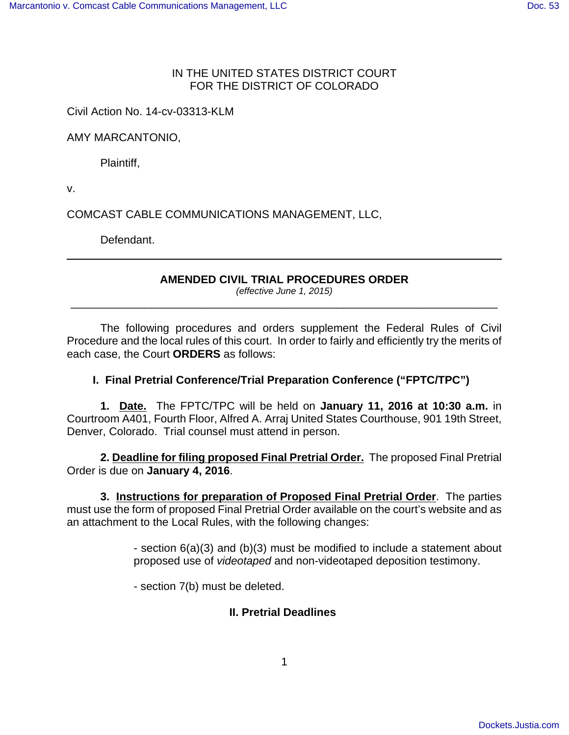IN THE UNITED STATES DISTRICT COURT
FOR THE DISTRICT OF COLORADO

Civil Action No. 14-cv-03313-KLM

AMY MARCANTONIO,

Plaintiff,

v.

COMCAST CABLE COMMUNICATIONS MANAGEMENT, LLC,

Defendant.

---

**AMENDED CIVIL TRIAL PROCEDURES ORDER**

*(effective June 1, 2015)*

---

The following procedures and orders supplement the Federal Rules of Civil Procedure and the local rules of this court. In order to fairly and efficiently try the merits of each case, the Court **ORDERS** as follows:

## I. Final Pretrial Conference/Trial Preparation Conference ("FPTC/TPC")

**1. Date.** The FPTC/TPC will be held on **January 11, 2016 at 10:30 a.m.** in Courtroom A401, Fourth Floor, Alfred A. Arraj United States Courthouse, 901 19th Street, Denver, Colorado. Trial counsel must attend in person.

**2. Deadline for filing proposed Final Pretrial Order.** The proposed Final Pretrial Order is due on **January 4, 2016**.

**3. Instructions for preparation of Proposed Final Pretrial Order**. The parties must use the form of proposed Final Pretrial Order available on the court's website and as an attachment to the Local Rules, with the following changes:

- section 6(a)(3) and (b)(3) must be modified to include a statement about proposed use of *videotaped* and non-videotaped deposition testimony.

- section 7(b) must be deleted.

## II. Pretrial Deadlines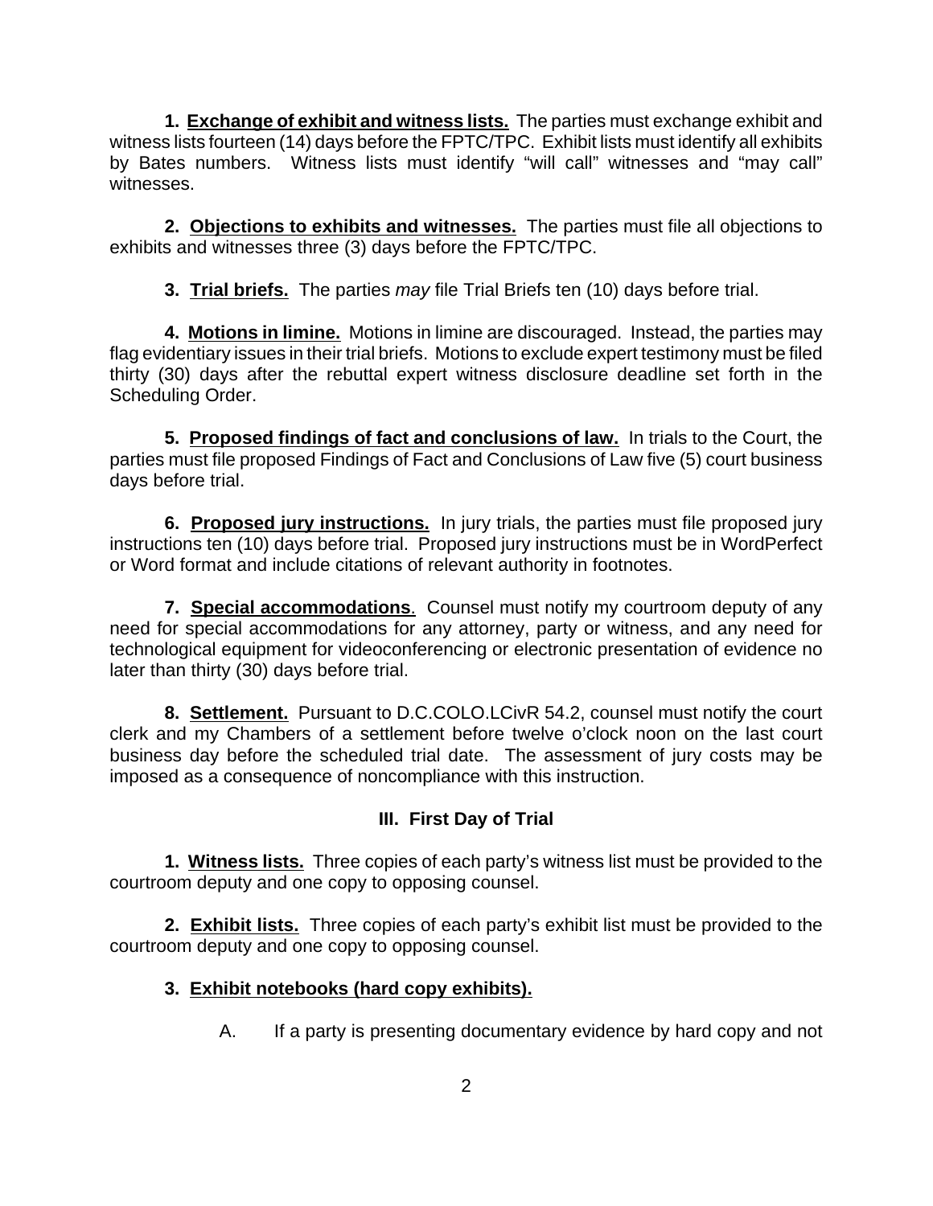**1. Exchange of exhibit and witness lists.** The parties must exchange exhibit and witness lists fourteen (14) days before the FPTC/TPC. Exhibit lists must identify all exhibits by Bates numbers. Witness lists must identify "will call" witnesses and "may call" witnesses.

**2. Objections to exhibits and witnesses.** The parties must file all objections to exhibits and witnesses three (3) days before the FPTC/TPC.

**3. Trial briefs.** The parties *may* file Trial Briefs ten (10) days before trial.

**4. Motions in limine.** Motions in limine are discouraged. Instead, the parties may flag evidentiary issues in their trial briefs. Motions to exclude expert testimony must be filed thirty (30) days after the rebuttal expert witness disclosure deadline set forth in the Scheduling Order.

**5. Proposed findings of fact and conclusions of law.** In trials to the Court, the parties must file proposed Findings of Fact and Conclusions of Law five (5) court business days before trial.

**6. Proposed jury instructions.** In jury trials, the parties must file proposed jury instructions ten (10) days before trial. Proposed jury instructions must be in WordPerfect or Word format and include citations of relevant authority in footnotes.

**7. Special accommodations.** Counsel must notify my courtroom deputy of any need for special accommodations for any attorney, party or witness, and any need for technological equipment for videoconferencing or electronic presentation of evidence no later than thirty (30) days before trial.

**8. Settlement.** Pursuant to D.C.COLO.LCivR 54.2, counsel must notify the court clerk and my Chambers of a settlement before twelve o'clock noon on the last court business day before the scheduled trial date. The assessment of jury costs may be imposed as a consequence of noncompliance with this instruction.

## III. First Day of Trial

**1. Witness lists.** Three copies of each party's witness list must be provided to the courtroom deputy and one copy to opposing counsel.

**2. Exhibit lists.** Three copies of each party's exhibit list must be provided to the courtroom deputy and one copy to opposing counsel.

**3. Exhibit notebooks (hard copy exhibits).**

A. If a party is presenting documentary evidence by hard copy and not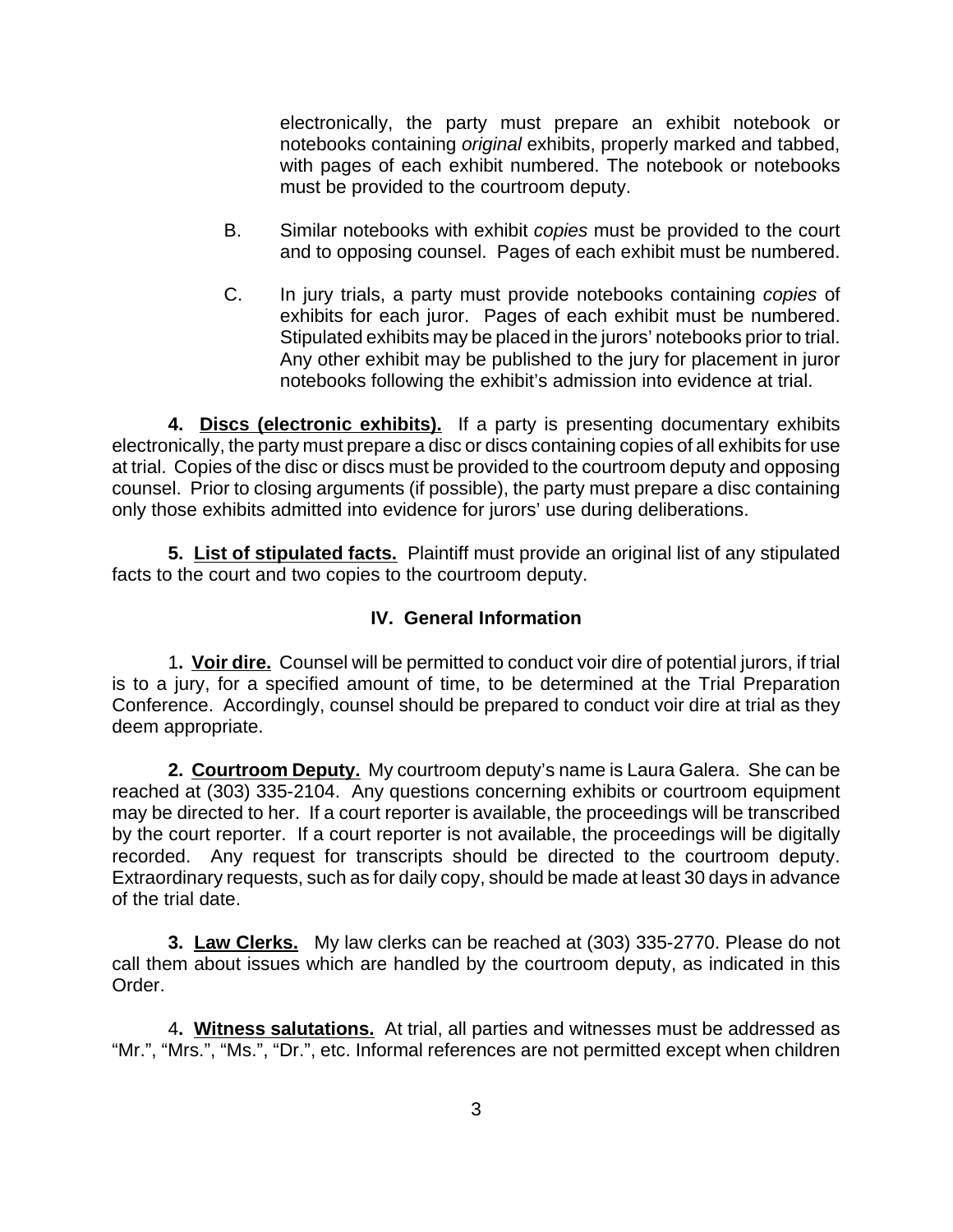electronically, the party must prepare an exhibit notebook or notebooks containing *original* exhibits, properly marked and tabbed, with pages of each exhibit numbered. The notebook or notebooks must be provided to the courtroom deputy.

B. Similar notebooks with exhibit *copies* must be provided to the court and to opposing counsel. Pages of each exhibit must be numbered.

C. In jury trials, a party must provide notebooks containing *copies* of exhibits for each juror. Pages of each exhibit must be numbered. Stipulated exhibits may be placed in the jurors' notebooks prior to trial. Any other exhibit may be published to the jury for placement in juror notebooks following the exhibit's admission into evidence at trial.

**4. Discs (electronic exhibits).** If a party is presenting documentary exhibits electronically, the party must prepare a disc or discs containing copies of all exhibits for use at trial. Copies of the disc or discs must be provided to the courtroom deputy and opposing counsel. Prior to closing arguments (if possible), the party must prepare a disc containing only those exhibits admitted into evidence for jurors' use during deliberations.

**5. List of stipulated facts.** Plaintiff must provide an original list of any stipulated facts to the court and two copies to the courtroom deputy.

## IV. General Information

**1. Voir dire.** Counsel will be permitted to conduct voir dire of potential jurors, if trial is to a jury, for a specified amount of time, to be determined at the Trial Preparation Conference. Accordingly, counsel should be prepared to conduct voir dire at trial as they deem appropriate.

**2. Courtroom Deputy.** My courtroom deputy's name is Laura Galera. She can be reached at (303) 335-2104. Any questions concerning exhibits or courtroom equipment may be directed to her. If a court reporter is available, the proceedings will be transcribed by the court reporter. If a court reporter is not available, the proceedings will be digitally recorded. Any request for transcripts should be directed to the courtroom deputy. Extraordinary requests, such as for daily copy, should be made at least 30 days in advance of the trial date.

**3. Law Clerks.** My law clerks can be reached at (303) 335-2770. Please do not call them about issues which are handled by the courtroom deputy, as indicated in this Order.

**4. Witness salutations.** At trial, all parties and witnesses must be addressed as "Mr.", "Mrs.", "Ms.", "Dr.", etc. Informal references are not permitted except when children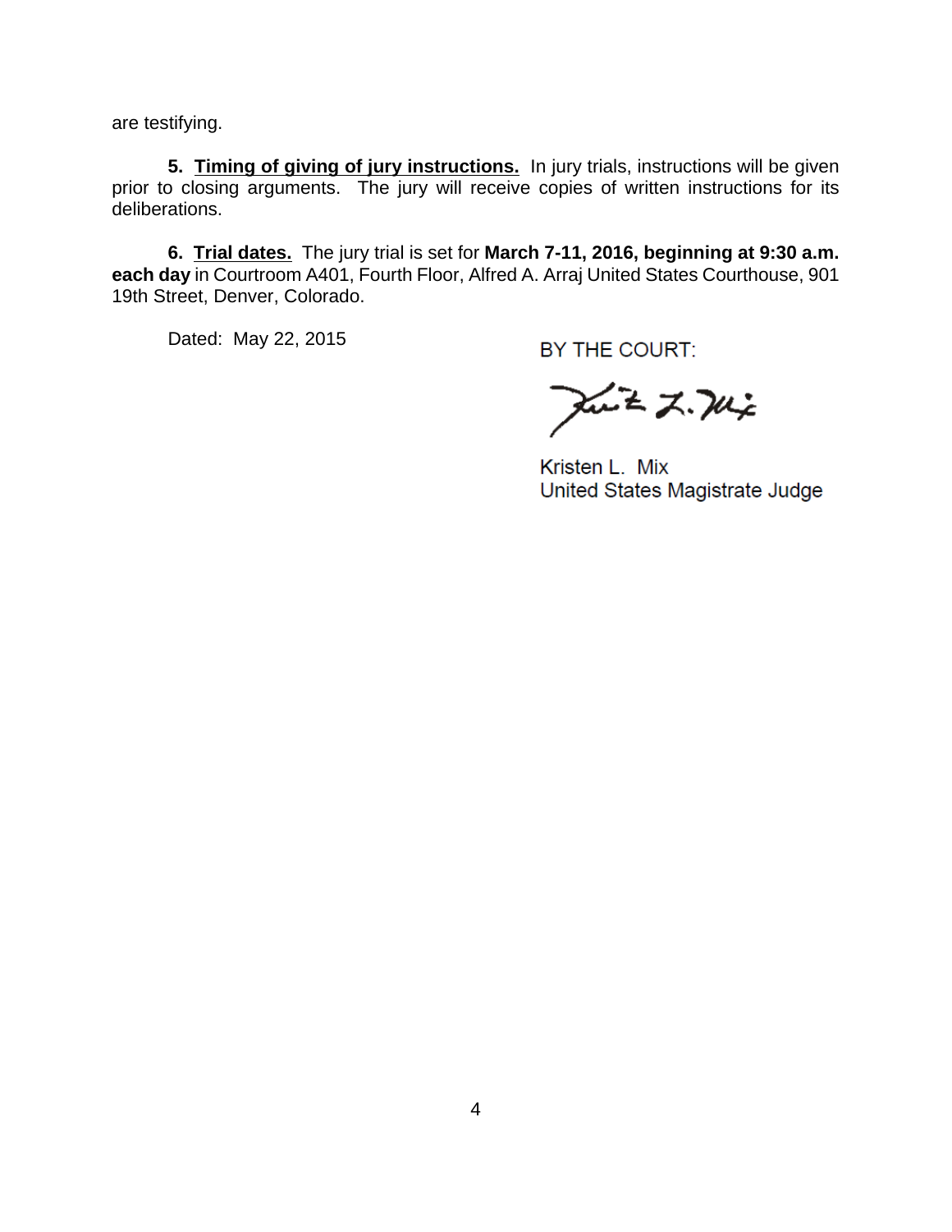are testifying.

**5. Timing of giving of jury instructions.** In jury trials, instructions will be given prior to closing arguments. The jury will receive copies of written instructions for its deliberations.

**6. Trial dates.** The jury trial is set for **March 7-11, 2016, beginning at 9:30 a.m. each day** in Courtroom A401, Fourth Floor, Alfred A. Arraj United States Courthouse, 901 19th Street, Denver, Colorado.

Dated: May 22, 2015

BY THE COURT:

Kristen L. Mix
United States Magistrate Judge